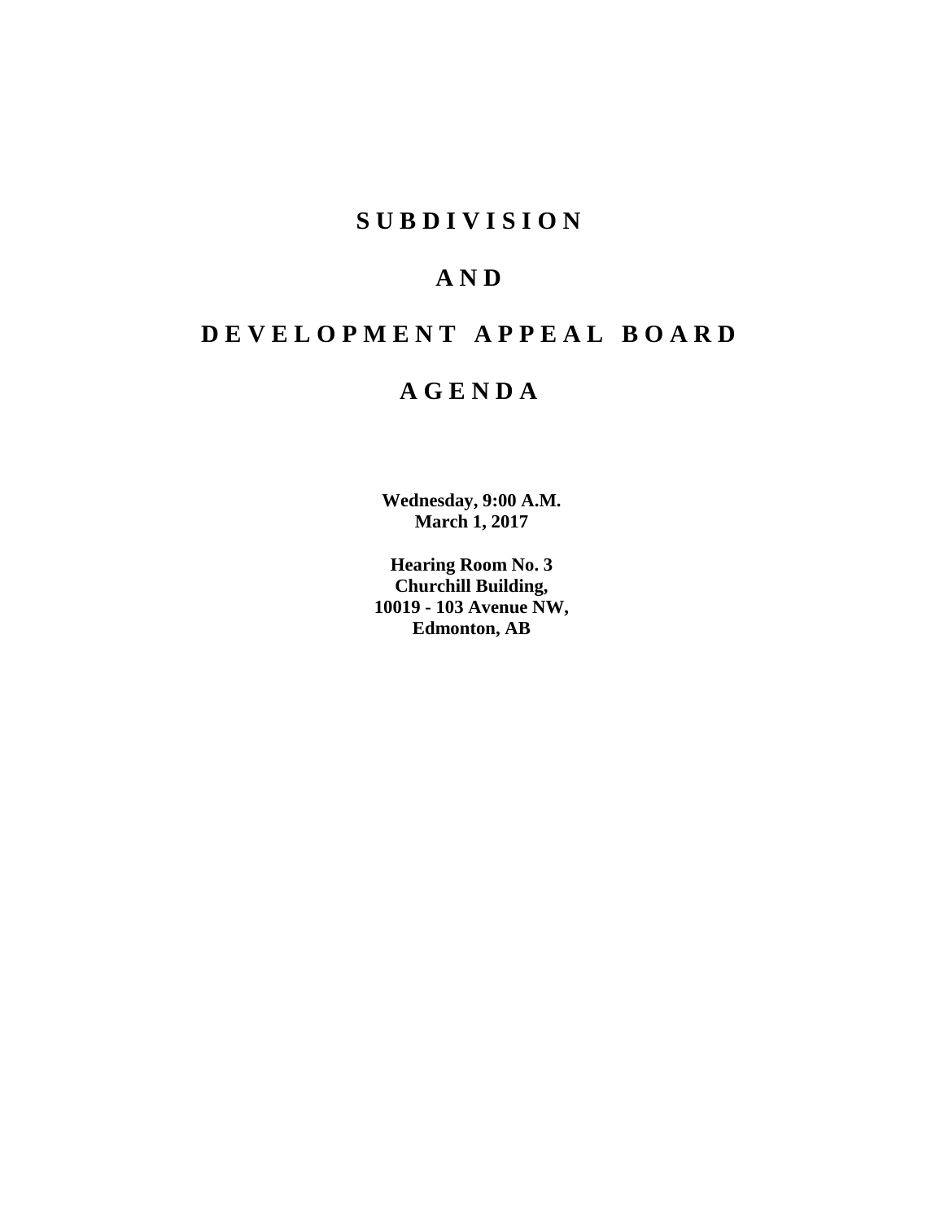# SUBDIVISION

# AND

# DEVELOPMENT APPEAL BOARD

# AGENDA

**Wednesday, 9:00 A.M.**
**March 1, 2017**

**Hearing Room No. 3**
**Churchill Building,**
**10019 - 103 Avenue NW,**
**Edmonton, AB**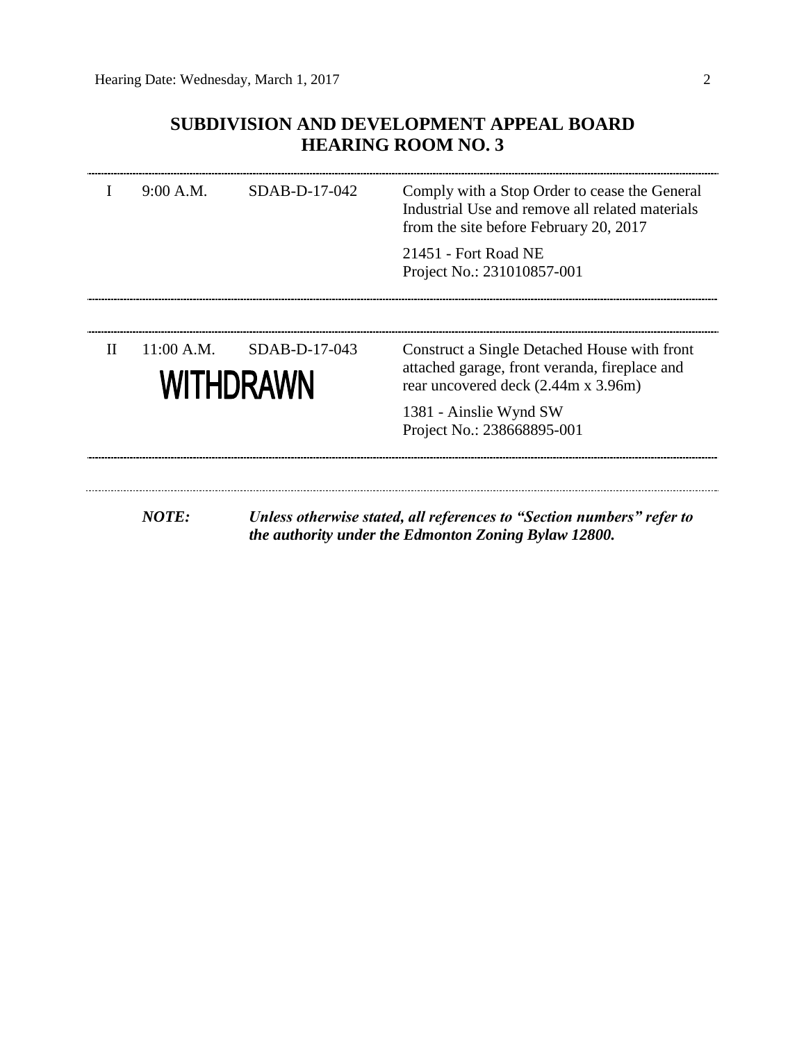## SUBDIVISION AND DEVELOPMENT APPEAL BOARD
## HEARING ROOM NO. 3

| | | | |
|---|---|---|---|
| I | 9:00 A.M. | SDAB-D-17-042 | Comply with a Stop Order to cease the General Industrial Use and remove all related materials from the site before February 20, 2017<br><br>21451 - Fort Road NE<br>Project No.: 231010857-001 |
| II | 11:00 A.M.<br>**WITHDRAWN** | SDAB-D-17-043 | Construct a Single Detached House with front attached garage, front veranda, fireplace and rear uncovered deck (2.44m x 3.96m)<br><br>1381 - Ainslie Wynd SW<br>Project No.: 238668895-001 |

***NOTE:*** ***Unless otherwise stated, all references to "Section numbers" refer to the authority under the Edmonton Zoning Bylaw 12800.***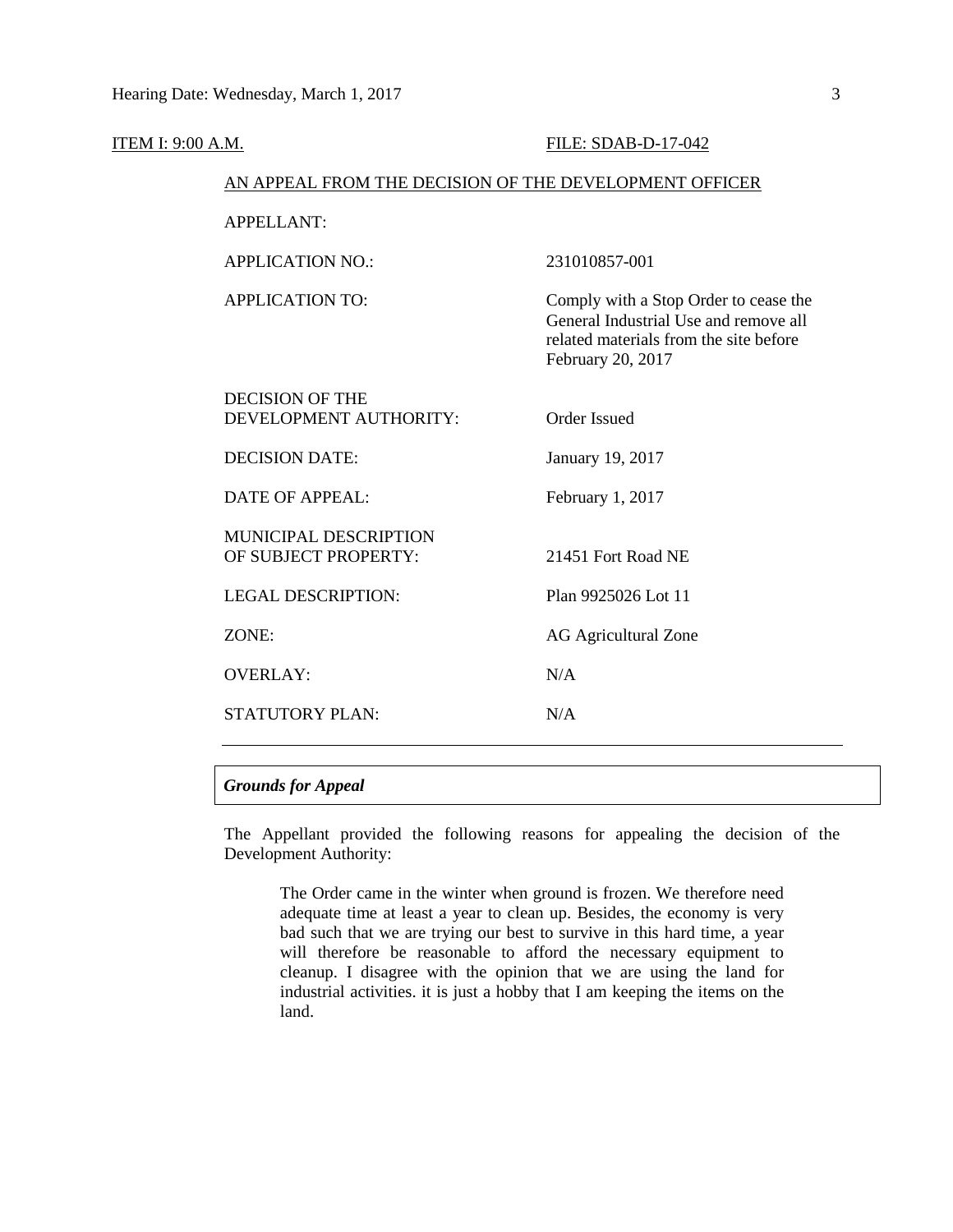ITEM I: 9:00 A.M. FILE: SDAB-D-17-042

AN APPEAL FROM THE DECISION OF THE DEVELOPMENT OFFICER

| | |
|---|---|
| APPELLANT: | |
| APPLICATION NO.: | 231010857-001 |
| APPLICATION TO: | Comply with a Stop Order to cease the General Industrial Use and remove all related materials from the site before February 20, 2017 |
| DECISION OF THE DEVELOPMENT AUTHORITY: | Order Issued |
| DECISION DATE: | January 19, 2017 |
| DATE OF APPEAL: | February 1, 2017 |
| MUNICIPAL DESCRIPTION OF SUBJECT PROPERTY: | 21451 Fort Road NE |
| LEGAL DESCRIPTION: | Plan 9925026 Lot 11 |
| ZONE: | AG Agricultural Zone |
| OVERLAY: | N/A |
| STATUTORY PLAN: | N/A |

***Grounds for Appeal***

The Appellant provided the following reasons for appealing the decision of the Development Authority:

> The Order came in the winter when ground is frozen. We therefore need adequate time at least a year to clean up. Besides, the economy is very bad such that we are trying our best to survive in this hard time, a year will therefore be reasonable to afford the necessary equipment to cleanup. I disagree with the opinion that we are using the land for industrial activities. it is just a hobby that I am keeping the items on the land.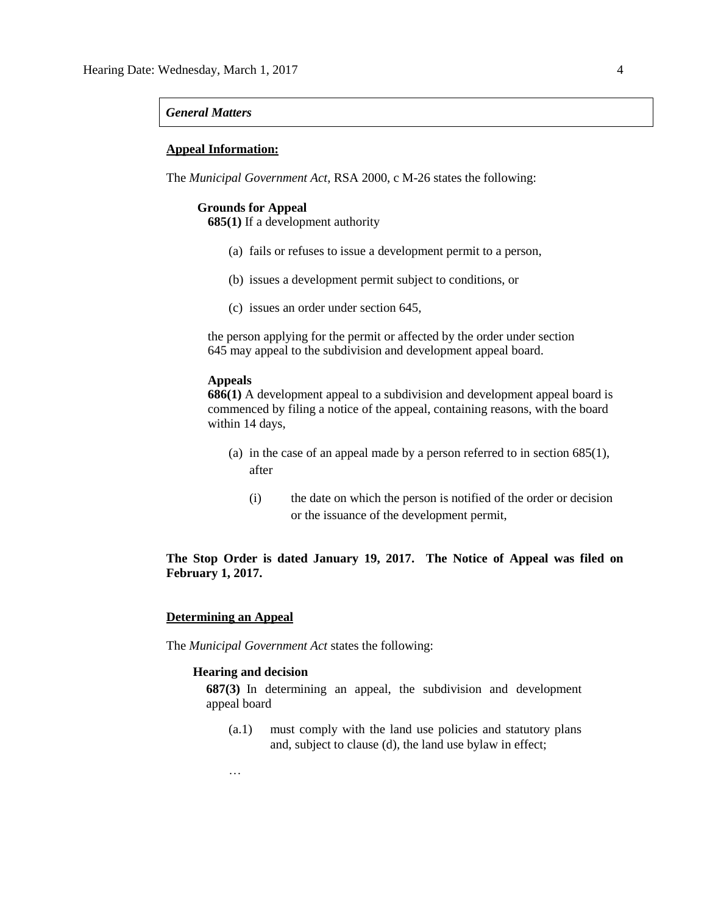*General Matters*

**Appeal Information:**

The *Municipal Government Act*, RSA 2000, c M-26 states the following:

**Grounds for Appeal**
**685(1)** If a development authority

(a) fails or refuses to issue a development permit to a person,

(b) issues a development permit subject to conditions, or

(c) issues an order under section 645,

the person applying for the permit or affected by the order under section 645 may appeal to the subdivision and development appeal board.

**Appeals**
**686(1)** A development appeal to a subdivision and development appeal board is commenced by filing a notice of the appeal, containing reasons, with the board within 14 days,

(a) in the case of an appeal made by a person referred to in section 685(1), after

(i) the date on which the person is notified of the order or decision or the issuance of the development permit,

**The Stop Order is dated January 19, 2017. The Notice of Appeal was filed on February 1, 2017.**

**Determining an Appeal**

The *Municipal Government Act* states the following:

**Hearing and decision**
**687(3)** In determining an appeal, the subdivision and development appeal board

(a.1) must comply with the land use policies and statutory plans and, subject to clause (d), the land use bylaw in effect;

…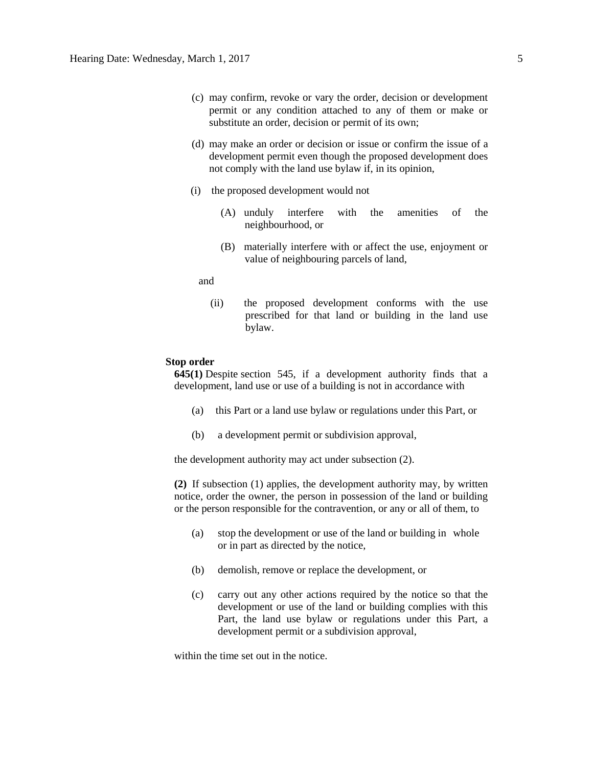(c) may confirm, revoke or vary the order, decision or development permit or any condition attached to any of them or make or substitute an order, decision or permit of its own;

(d) may make an order or decision or issue or confirm the issue of a development permit even though the proposed development does not comply with the land use bylaw if, in its opinion,

(i) the proposed development would not

(A) unduly interfere with the amenities of the neighbourhood, or

(B) materially interfere with or affect the use, enjoyment or value of neighbouring parcels of land,

and

(ii) the proposed development conforms with the use prescribed for that land or building in the land use bylaw.

**Stop order**

**645(1)** Despite section 545, if a development authority finds that a development, land use or use of a building is not in accordance with

(a) this Part or a land use bylaw or regulations under this Part, or

(b) a development permit or subdivision approval,

the development authority may act under subsection (2).

**(2)** If subsection (1) applies, the development authority may, by written notice, order the owner, the person in possession of the land or building or the person responsible for the contravention, or any or all of them, to

(a) stop the development or use of the land or building in whole or in part as directed by the notice,

(b) demolish, remove or replace the development, or

(c) carry out any other actions required by the notice so that the development or use of the land or building complies with this Part, the land use bylaw or regulations under this Part, a development permit or a subdivision approval,

within the time set out in the notice.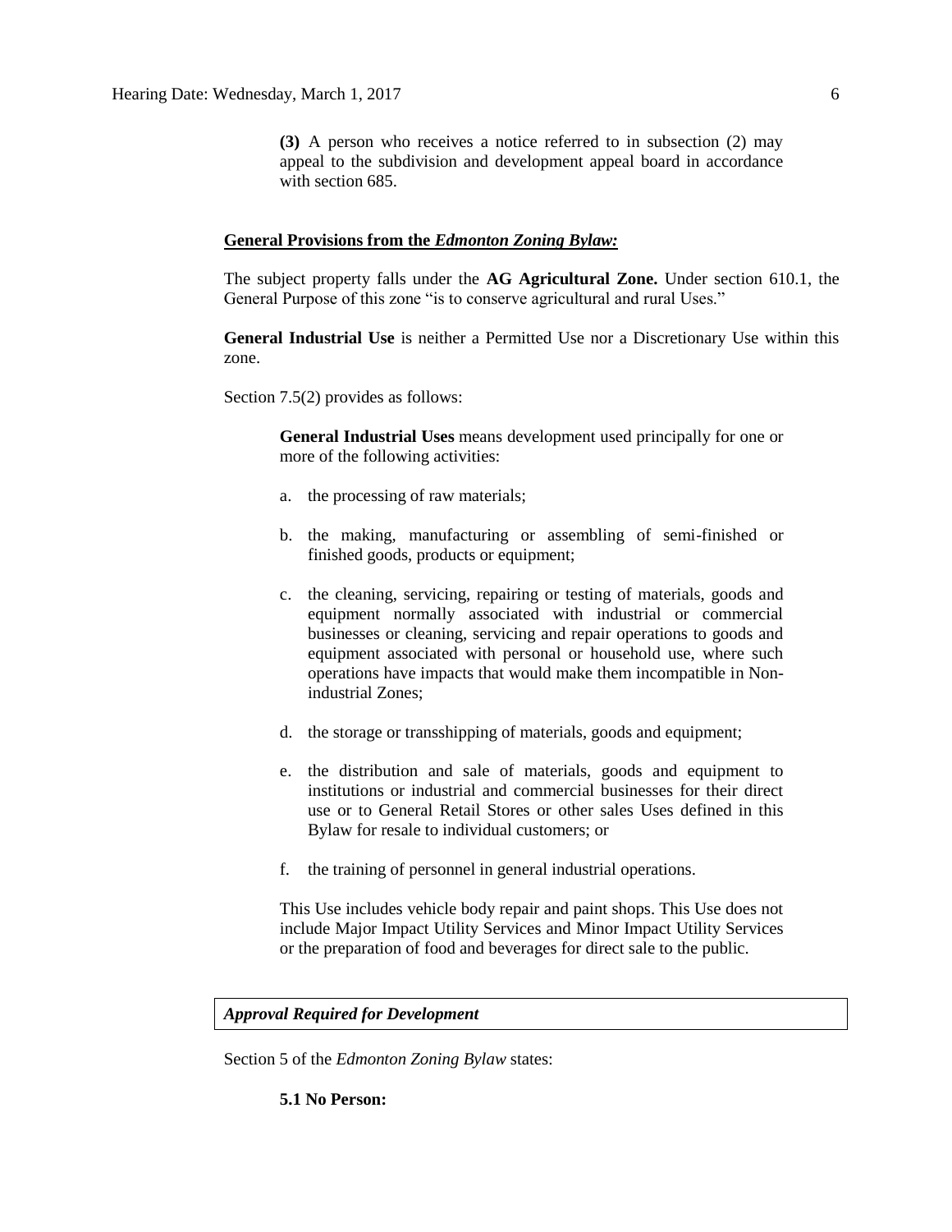**(3)** A person who receives a notice referred to in subsection (2) may appeal to the subdivision and development appeal board in accordance with section 685.

**General Provisions from the *Edmonton Zoning Bylaw:***

The subject property falls under the **AG Agricultural Zone.** Under section 610.1, the General Purpose of this zone "is to conserve agricultural and rural Uses."

**General Industrial Use** is neither a Permitted Use nor a Discretionary Use within this zone.

Section 7.5(2) provides as follows:

> **General Industrial Uses** means development used principally for one or more of the following activities:
>
> a. the processing of raw materials;
>
> b. the making, manufacturing or assembling of semi-finished or finished goods, products or equipment;
>
> c. the cleaning, servicing, repairing or testing of materials, goods and equipment normally associated with industrial or commercial businesses or cleaning, servicing and repair operations to goods and equipment associated with personal or household use, where such operations have impacts that would make them incompatible in Non-industrial Zones;
>
> d. the storage or transshipping of materials, goods and equipment;
>
> e. the distribution and sale of materials, goods and equipment to institutions or industrial and commercial businesses for their direct use or to General Retail Stores or other sales Uses defined in this Bylaw for resale to individual customers; or
>
> f. the training of personnel in general industrial operations.
>
> This Use includes vehicle body repair and paint shops. This Use does not include Major Impact Utility Services and Minor Impact Utility Services or the preparation of food and beverages for direct sale to the public.

***Approval Required for Development***

Section 5 of the *Edmonton Zoning Bylaw* states:

> **5.1 No Person:**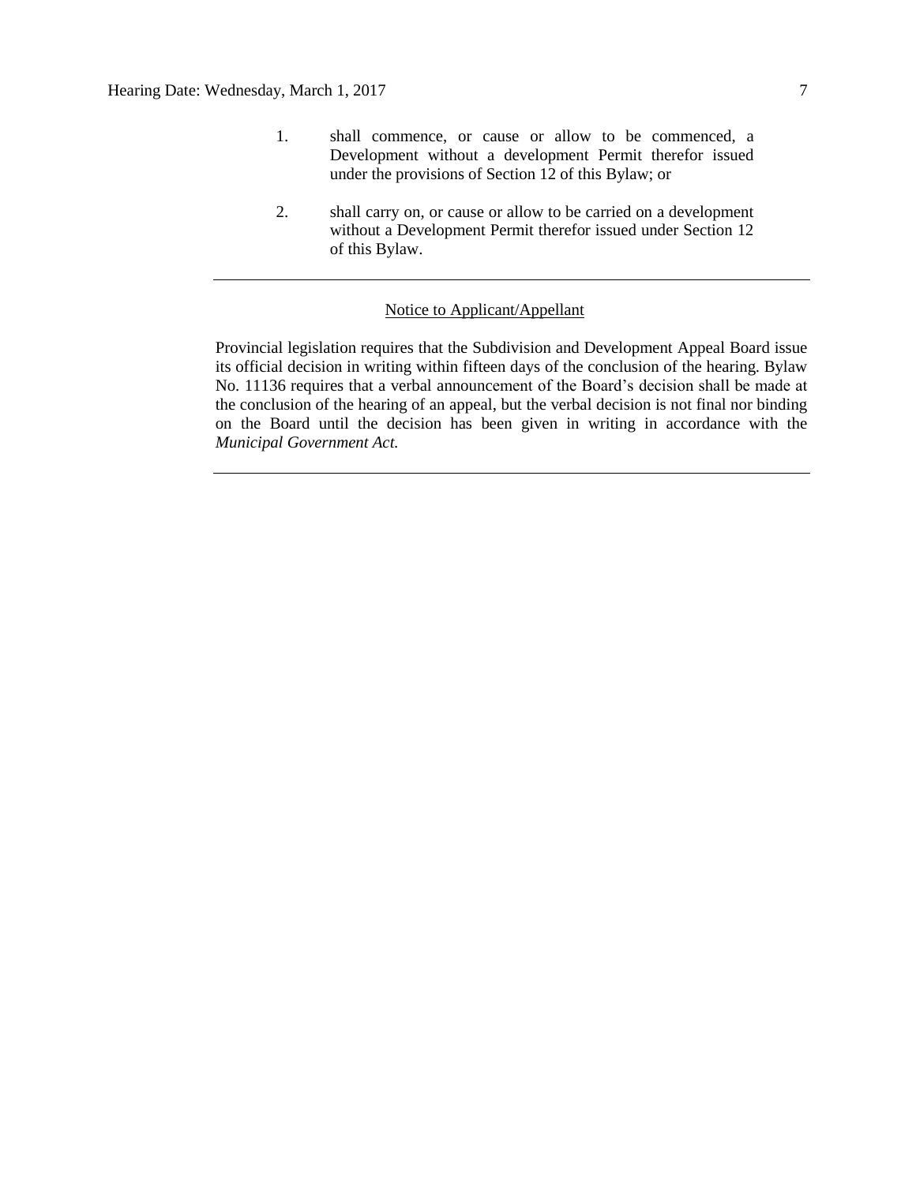1. shall commence, or cause or allow to be commenced, a Development without a development Permit therefor issued under the provisions of Section 12 of this Bylaw; or

2. shall carry on, or cause or allow to be carried on a development without a Development Permit therefor issued under Section 12 of this Bylaw.

---

Notice to Applicant/Appellant

Provincial legislation requires that the Subdivision and Development Appeal Board issue its official decision in writing within fifteen days of the conclusion of the hearing. Bylaw No. 11136 requires that a verbal announcement of the Board's decision shall be made at the conclusion of the hearing of an appeal, but the verbal decision is not final nor binding on the Board until the decision has been given in writing in accordance with the *Municipal Government Act.*

---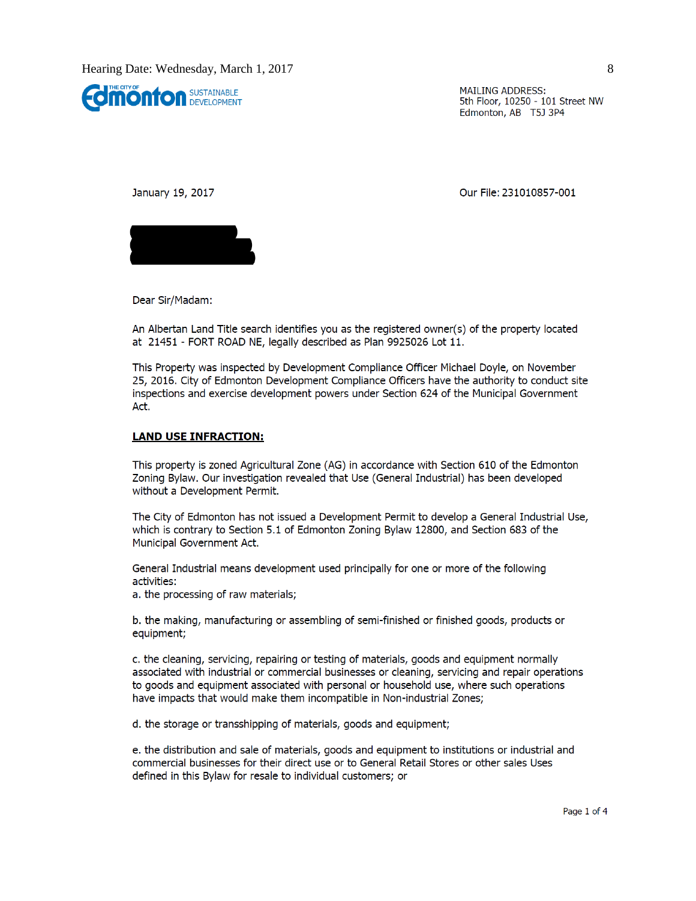Hearing Date: Wednesday, March 1, 2017

The City of Edmonton SUSTAINABLE DEVELOPMENT

MAILING ADDRESS:
5th Floor, 10250 - 101 Street NW
Edmonton, AB T5J 3P4

January 19, 2017

Our File: 231010857-001

Dear Sir/Madam:

An Albertan Land Title search identifies you as the registered owner(s) of the property located at 21451 - FORT ROAD NE, legally described as Plan 9925026 Lot 11.

This Property was inspected by Development Compliance Officer Michael Doyle, on November 25, 2016. City of Edmonton Development Compliance Officers have the authority to conduct site inspections and exercise development powers under Section 624 of the Municipal Government Act.

**LAND USE INFRACTION:**

This property is zoned Agricultural Zone (AG) in accordance with Section 610 of the Edmonton Zoning Bylaw. Our investigation revealed that Use (General Industrial) has been developed without a Development Permit.

The City of Edmonton has not issued a Development Permit to develop a General Industrial Use, which is contrary to Section 5.1 of Edmonton Zoning Bylaw 12800, and Section 683 of the Municipal Government Act.

General Industrial means development used principally for one or more of the following activities:
a. the processing of raw materials;

b. the making, manufacturing or assembling of semi-finished or finished goods, products or equipment;

c. the cleaning, servicing, repairing or testing of materials, goods and equipment normally associated with industrial or commercial businesses or cleaning, servicing and repair operations to goods and equipment associated with personal or household use, where such operations have impacts that would make them incompatible in Non-industrial Zones;

d. the storage or transshipping of materials, goods and equipment;

e. the distribution and sale of materials, goods and equipment to institutions or industrial and commercial businesses for their direct use or to General Retail Stores or other sales Uses defined in this Bylaw for resale to individual customers; or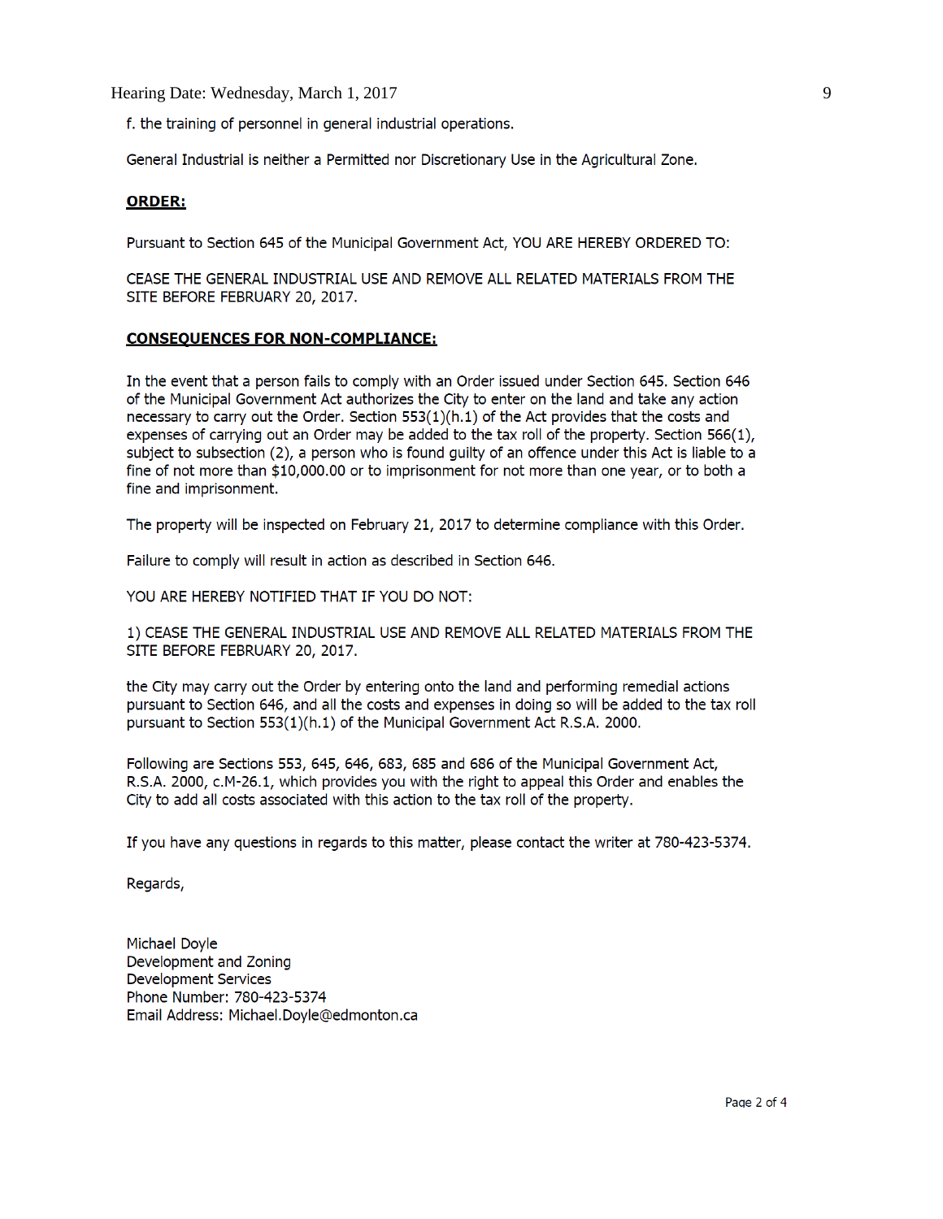f. the training of personnel in general industrial operations.

General Industrial is neither a Permitted nor Discretionary Use in the Agricultural Zone.

**ORDER:**

Pursuant to Section 645 of the Municipal Government Act, YOU ARE HEREBY ORDERED TO:

CEASE THE GENERAL INDUSTRIAL USE AND REMOVE ALL RELATED MATERIALS FROM THE SITE BEFORE FEBRUARY 20, 2017.

**CONSEQUENCES FOR NON-COMPLIANCE:**

In the event that a person fails to comply with an Order issued under Section 645. Section 646 of the Municipal Government Act authorizes the City to enter on the land and take any action necessary to carry out the Order. Section 553(1)(h.1) of the Act provides that the costs and expenses of carrying out an Order may be added to the tax roll of the property. Section 566(1), subject to subsection (2), a person who is found guilty of an offence under this Act is liable to a fine of not more than $10,000.00 or to imprisonment for not more than one year, or to both a fine and imprisonment.

The property will be inspected on February 21, 2017 to determine compliance with this Order.

Failure to comply will result in action as described in Section 646.

YOU ARE HEREBY NOTIFIED THAT IF YOU DO NOT:

1) CEASE THE GENERAL INDUSTRIAL USE AND REMOVE ALL RELATED MATERIALS FROM THE SITE BEFORE FEBRUARY 20, 2017.

the City may carry out the Order by entering onto the land and performing remedial actions pursuant to Section 646, and all the costs and expenses in doing so will be added to the tax roll pursuant to Section 553(1)(h.1) of the Municipal Government Act R.S.A. 2000.

Following are Sections 553, 645, 646, 683, 685 and 686 of the Municipal Government Act, R.S.A. 2000, c.M-26.1, which provides you with the right to appeal this Order and enables the City to add all costs associated with this action to the tax roll of the property.

If you have any questions in regards to this matter, please contact the writer at 780-423-5374.

Regards,

Michael Doyle
Development and Zoning
Development Services
Phone Number: 780-423-5374
Email Address: Michael.Doyle@edmonton.ca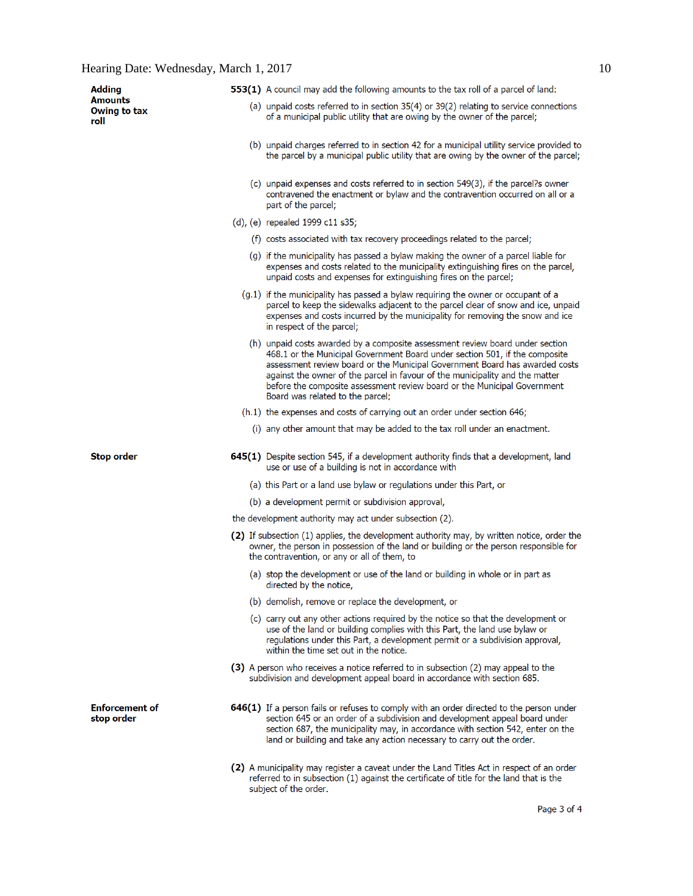**Adding Amounts Owing to tax roll**

**553(1)** A council may add the following amounts to the tax roll of a parcel of land:

(a) unpaid costs referred to in section 35(4) or 39(2) relating to service connections of a municipal public utility that are owing by the owner of the parcel;

(b) unpaid charges referred to in section 42 for a municipal utility service provided to the parcel by a municipal public utility that are owing by the owner of the parcel;

(c) unpaid expenses and costs referred to in section 549(3), if the parcel?s owner contravened the enactment or bylaw and the contravention occurred on all or a part of the parcel;

(d), (e) repealed 1999 c11 s35;

(f) costs associated with tax recovery proceedings related to the parcel;

(g) if the municipality has passed a bylaw making the owner of a parcel liable for expenses and costs related to the municipality extinguishing fires on the parcel, unpaid costs and expenses for extinguishing fires on the parcel;

(g.1) if the municipality has passed a bylaw requiring the owner or occupant of a parcel to keep the sidewalks adjacent to the parcel clear of snow and ice, unpaid expenses and costs incurred by the municipality for removing the snow and ice in respect of the parcel;

(h) unpaid costs awarded by a composite assessment review board under section 468.1 or the Municipal Government Board under section 501, if the composite assessment review board or the Municipal Government Board has awarded costs against the owner of the parcel in favour of the municipality and the matter before the composite assessment review board or the Municipal Government Board was related to the parcel;

(h.1) the expenses and costs of carrying out an order under section 646;

(i) any other amount that may be added to the tax roll under an enactment.

**Stop order**

**645(1)** Despite section 545, if a development authority finds that a development, land use or use of a building is not in accordance with

(a) this Part or a land use bylaw or regulations under this Part, or

(b) a development permit or subdivision approval,

the development authority may act under subsection (2).

**(2)** If subsection (1) applies, the development authority may, by written notice, order the owner, the person in possession of the land or building or the person responsible for the contravention, or any or all of them, to

(a) stop the development or use of the land or building in whole or in part as directed by the notice,

(b) demolish, remove or replace the development, or

(c) carry out any other actions required by the notice so that the development or use of the land or building complies with this Part, the land use bylaw or regulations under this Part, a development permit or a subdivision approval, within the time set out in the notice.

**(3)** A person who receives a notice referred to in subsection (2) may appeal to the subdivision and development appeal board in accordance with section 685.

**Enforcement of stop order**

**646(1)** If a person fails or refuses to comply with an order directed to the person under section 645 or an order of a subdivision and development appeal board under section 687, the municipality may, in accordance with section 542, enter on the land or building and take any action necessary to carry out the order.

**(2)** A municipality may register a caveat under the Land Titles Act in respect of an order referred to in subsection (1) against the certificate of title for the land that is the subject of the order.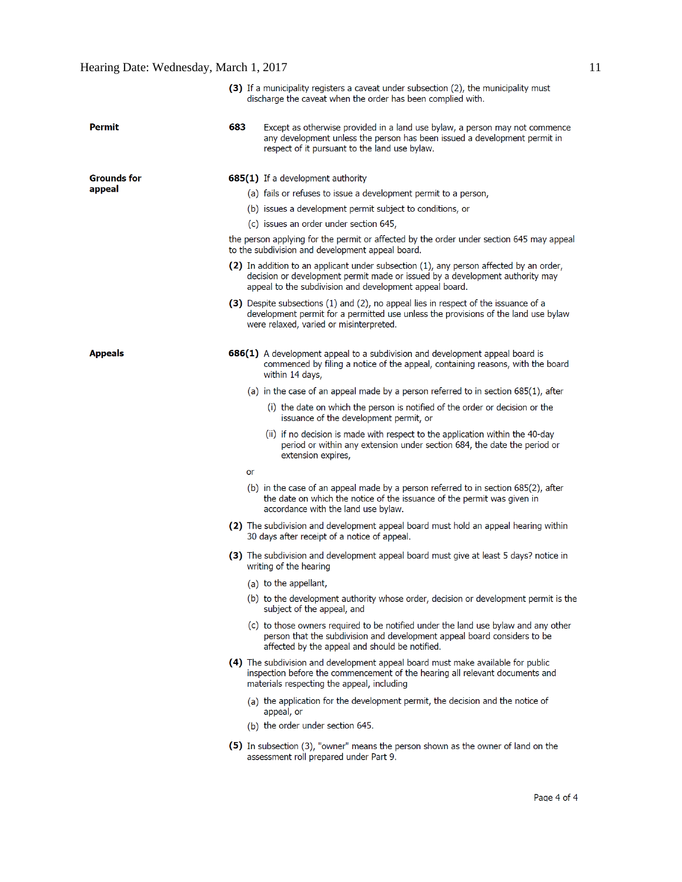**(3)** If a municipality registers a caveat under subsection (2), the municipality must discharge the caveat when the order has been complied with.

**Permit**

**683** Except as otherwise provided in a land use bylaw, a person may not commence any development unless the person has been issued a development permit in respect of it pursuant to the land use bylaw.

**Grounds for appeal**

**685(1)** If a development authority

(a) fails or refuses to issue a development permit to a person,

(b) issues a development permit subject to conditions, or

(c) issues an order under section 645,

the person applying for the permit or affected by the order under section 645 may appeal to the subdivision and development appeal board.

**(2)** In addition to an applicant under subsection (1), any person affected by an order, decision or development permit made or issued by a development authority may appeal to the subdivision and development appeal board.

**(3)** Despite subsections (1) and (2), no appeal lies in respect of the issuance of a development permit for a permitted use unless the provisions of the land use bylaw were relaxed, varied or misinterpreted.

**Appeals**

**686(1)** A development appeal to a subdivision and development appeal board is commenced by filing a notice of the appeal, containing reasons, with the board within 14 days,

(a) in the case of an appeal made by a person referred to in section 685(1), after

(i) the date on which the person is notified of the order or decision or the issuance of the development permit, or

(ii) if no decision is made with respect to the application within the 40-day period or within any extension under section 684, the date the period or extension expires,

or

(b) in the case of an appeal made by a person referred to in section 685(2), after the date on which the notice of the issuance of the permit was given in accordance with the land use bylaw.

**(2)** The subdivision and development appeal board must hold an appeal hearing within 30 days after receipt of a notice of appeal.

**(3)** The subdivision and development appeal board must give at least 5 days? notice in writing of the hearing

(a) to the appellant,

(b) to the development authority whose order, decision or development permit is the subject of the appeal, and

(c) to those owners required to be notified under the land use bylaw and any other person that the subdivision and development appeal board considers to be affected by the appeal and should be notified.

**(4)** The subdivision and development appeal board must make available for public inspection before the commencement of the hearing all relevant documents and materials respecting the appeal, including

(a) the application for the development permit, the decision and the notice of appeal, or

(b) the order under section 645.

**(5)** In subsection (3), "owner" means the person shown as the owner of land on the assessment roll prepared under Part 9.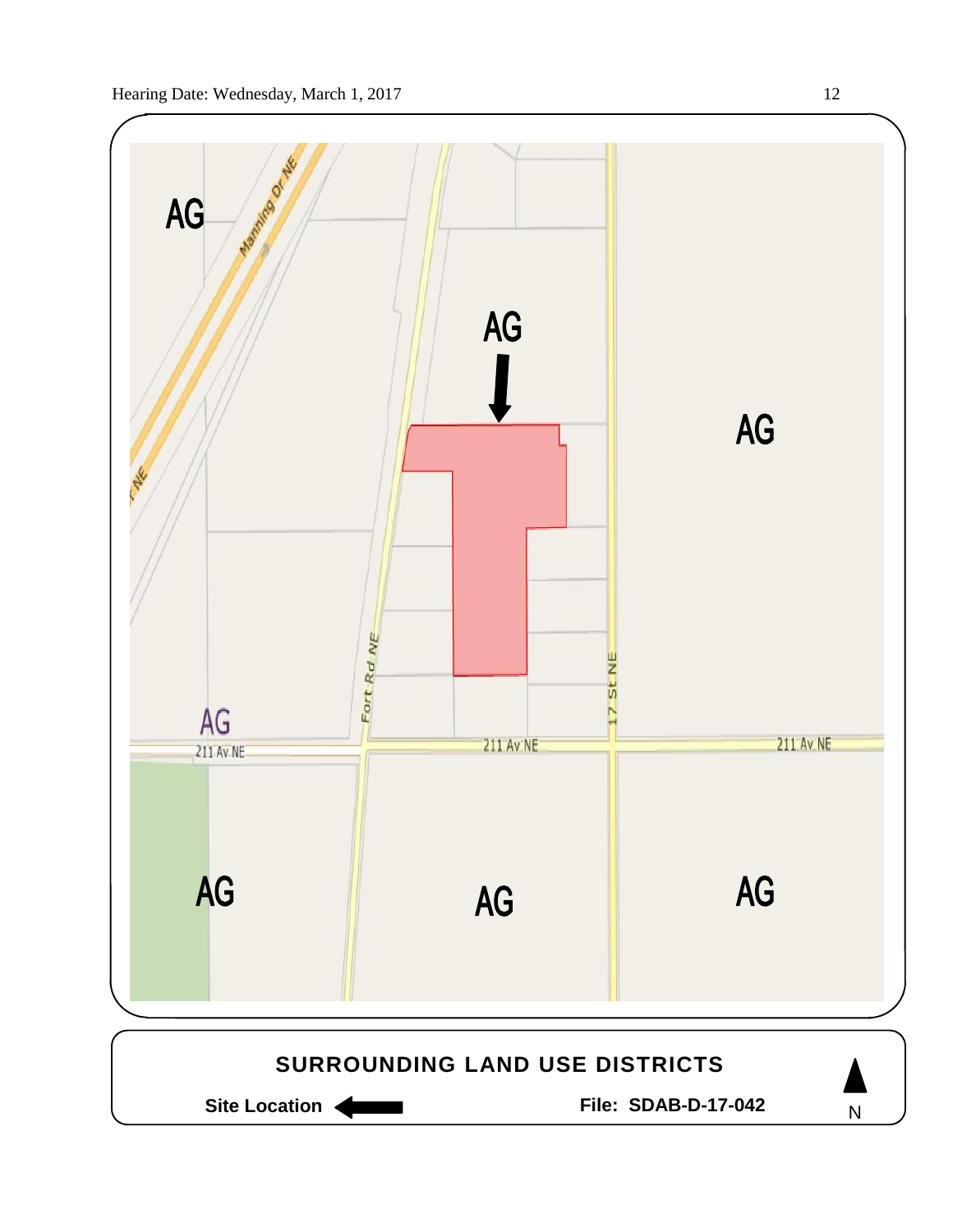AG

Manning Dr NE

AG

AG

Fort Rd NE

17 St NE

AG

211 Av NE

211 Av NE

211 Av NE

AG

AG

AG

**SURROUNDING LAND USE DISTRICTS**

**Site Location** ⟵

**File: SDAB-D-17-042**

N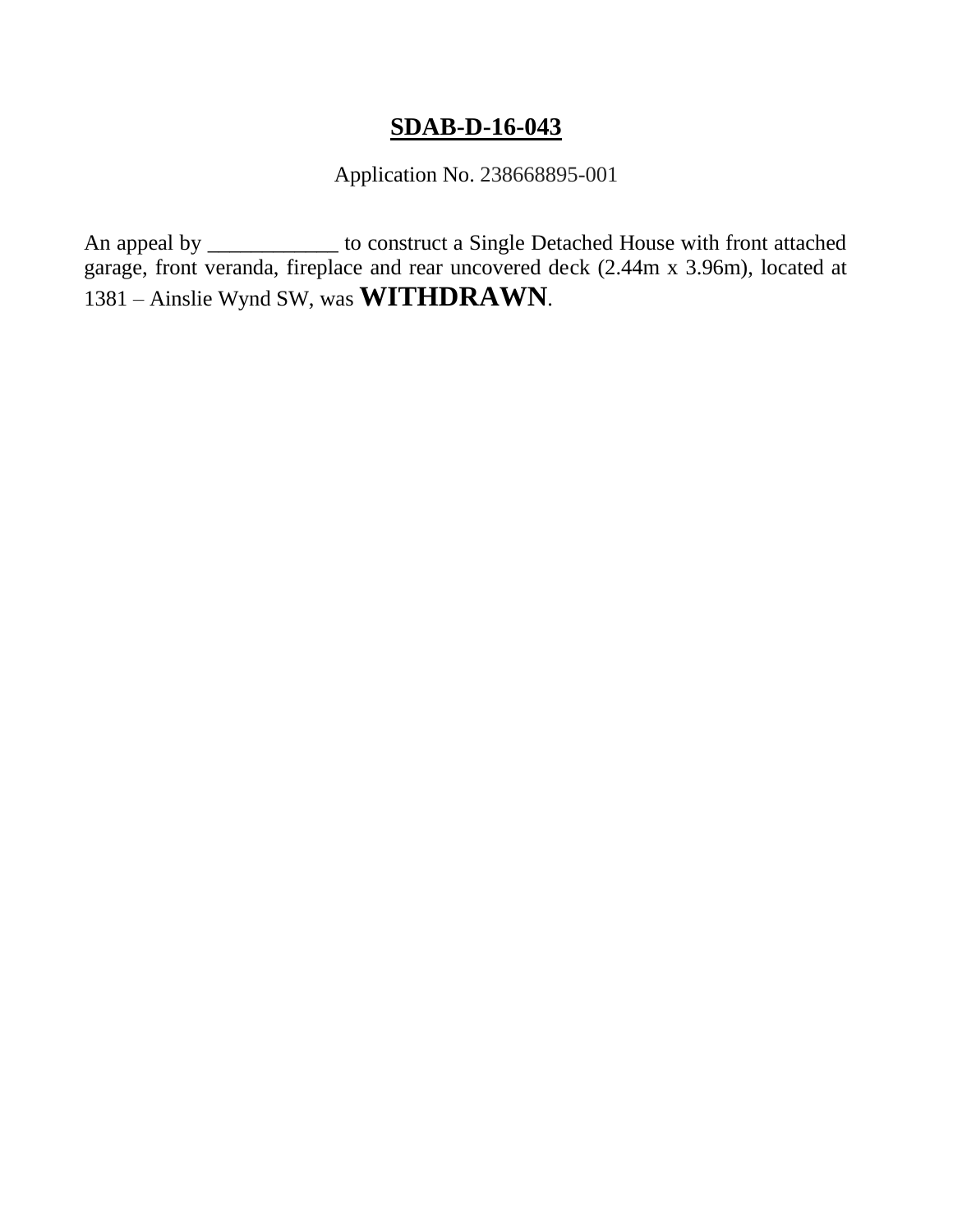# **SDAB-D-16-043**

Application No. 238668895-001

An appeal by ____________ to construct a Single Detached House with front attached garage, front veranda, fireplace and rear uncovered deck (2.44m x 3.96m), located at 1381 – Ainslie Wynd SW, was **WITHDRAWN**.